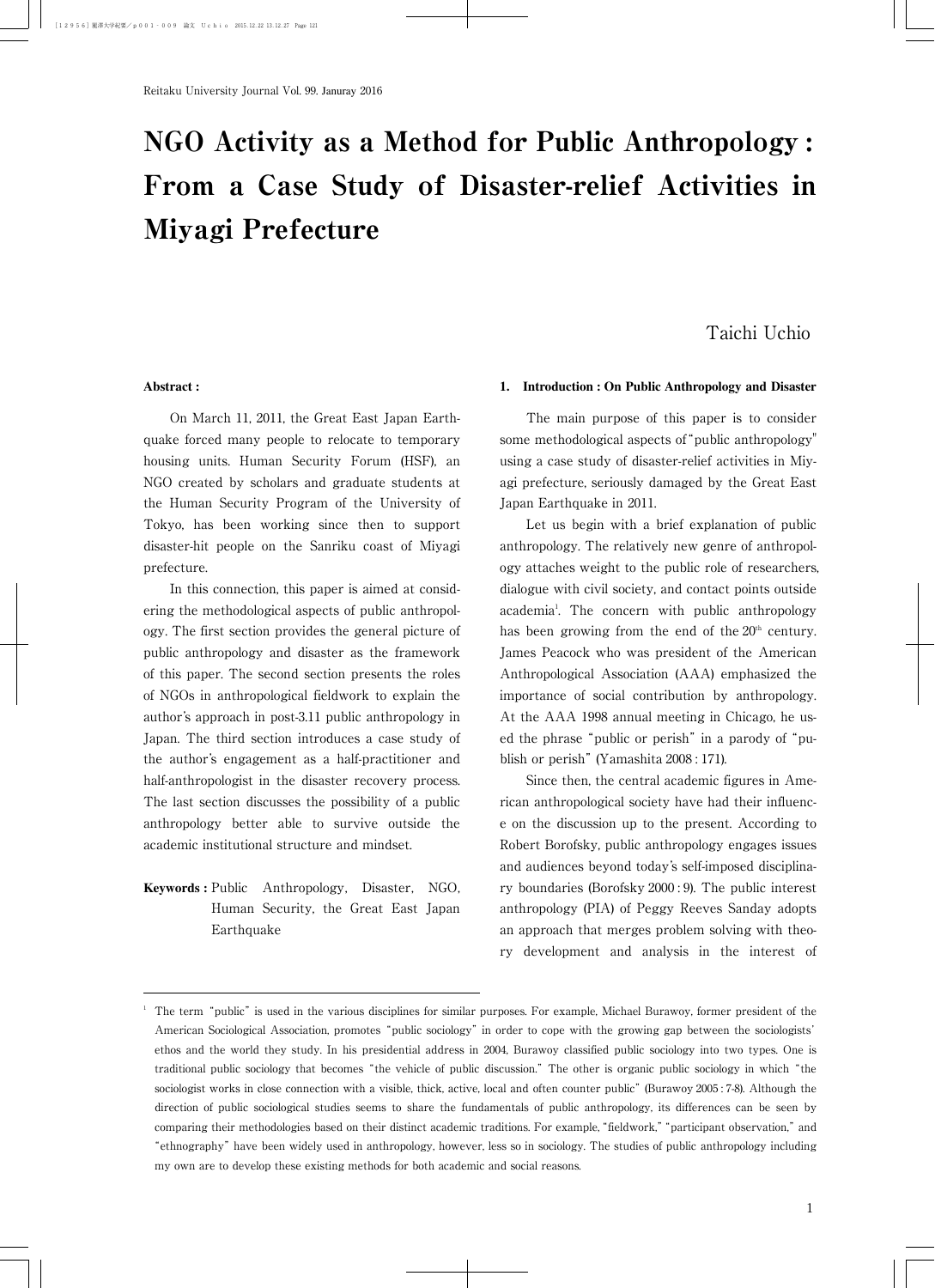# NGO Activity as a Method for Public Anthropology : From a Case Study of Disaster-relief Activities in Miyagi Prefecture

Taichi Uchio

**Abstract :**

On March 11, 2011, the Great East Japan Earthquake forced many people to relocate to temporary housing units. Human Security Forum (HSF), an NGO created by scholars and graduate students at the Human Security Program of the University of Tokyo, has been working since then to support disaster-hit people on the Sanriku coast of Miyagi prefecture.

In this connection, this paper is aimed at considering the methodological aspects of public anthropology. The first section provides the general picture of public anthropology and disaster as the framework of this paper. The second section presents the roles of NGOs in anthropological fieldwork to explain the author's approach in post-3.11 public anthropology in Japan. The third section introduces a case study of the author's engagement as a half-practitioner and half-anthropologist in the disaster recovery process. The last section discusses the possibility of a public anthropology better able to survive outside the academic institutional structure and mindset.

**Keywords :** Public Anthropology, Disaster, NGO, Human Security, the Great East Japan Earthquake

## 1. Introduction : On Public Anthropology and Disaster

The main purpose of this paper is to consider some methodological aspects of "public anthropology" using a case study of disaster-relief activities in Miyagi prefecture, seriously damaged by the Great East Japan Earthquake in 2011.

Let us begin with a brief explanation of public anthropology. The relatively new genre of anthropology attaches weight to the public role of researchers, dialogue with civil society, and contact points outside academia[1]. The concern with public anthropology has been growing from the end of the 20th century. James Peacock who was president of the American Anthropological Association (AAA) emphasized the importance of social contribution by anthropology. At the AAA 1998 annual meeting in Chicago, he used the phrase "public or perish" in a parody of "publish or perish" (Yamashita 2008 : 171).

Since then, the central academic figures in American anthropological society have had their influence on the discussion up to the present. According to Robert Borofsky, public anthropology engages issues and audiences beyond today's self-imposed disciplinary boundaries (Borofsky 2000 : 9). The public interest anthropology (PIA) of Peggy Reeves Sanday adopts an approach that merges problem solving with theory development and analysis in the interest of

---

[1] The term "public" is used in the various disciplines for similar purposes. For example, Michael Burawoy, former president of the American Sociological Association, promotes "public sociology" in order to cope with the growing gap between the sociologists' ethos and the world they study. In his presidential address in 2004, Burawoy classified public sociology into two types. One is traditional public sociology that becomes "the vehicle of public discussion." The other is organic public sociology in which "the sociologist works in close connection with a visible, thick, active, local and often counter public" (Burawoy 2005 : 7-8). Although the direction of public sociological studies seems to share the fundamentals of public anthropology, its differences can be seen by comparing their methodologies based on their distinct academic traditions. For example, "fieldwork," "participant observation," and "ethnography" have been widely used in anthropology, however, less so in sociology. The studies of public anthropology including my own are to develop these existing methods for both academic and social reasons.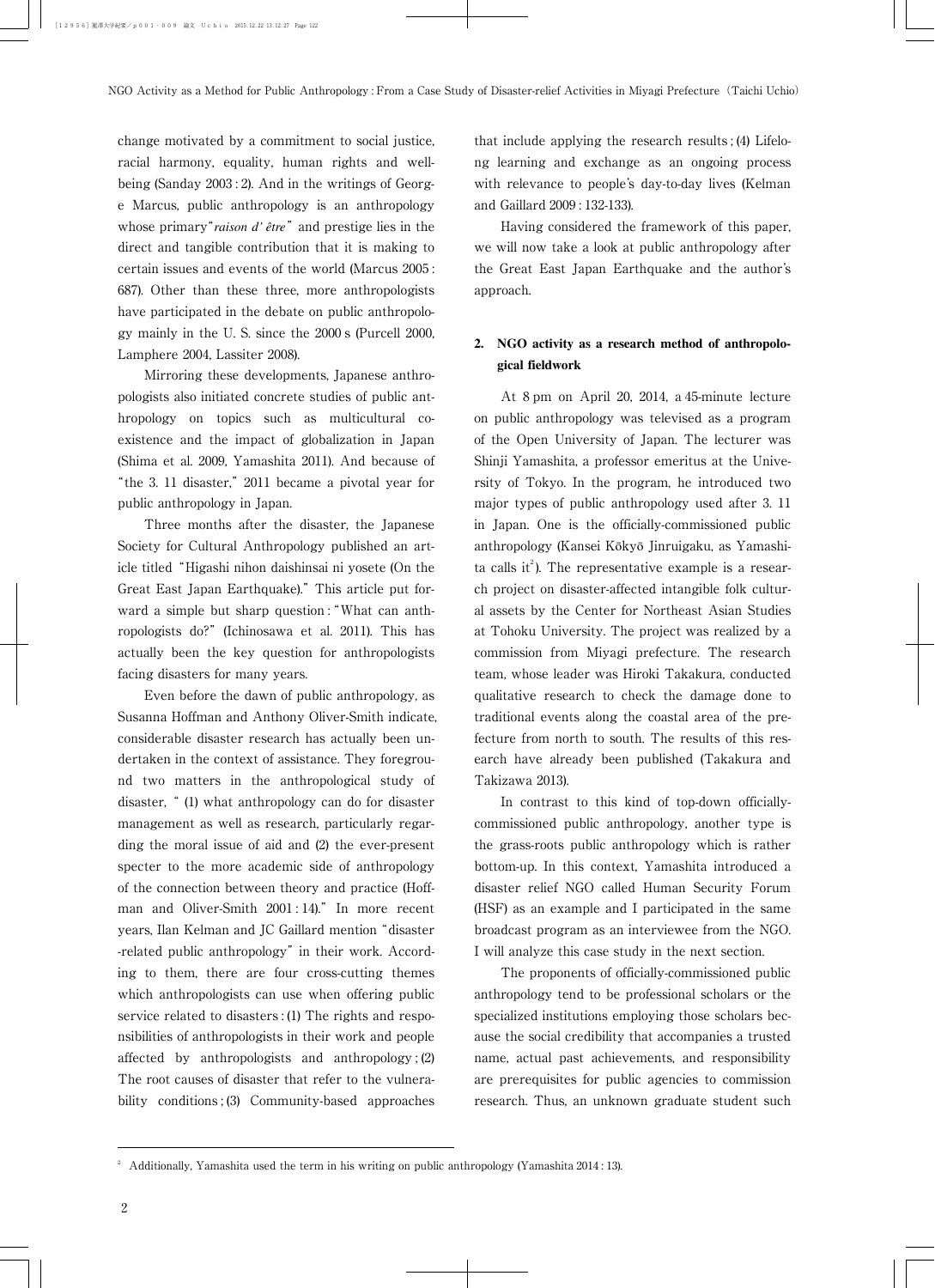change motivated by a commitment to social justice, racial harmony, equality, human rights and well-being (Sanday 2003 : 2). And in the writings of George Marcus, public anthropology is an anthropology whose primary "*raison d' être*" and prestige lies in the direct and tangible contribution that it is making to certain issues and events of the world (Marcus 2005 : 687). Other than these three, more anthropologists have participated in the debate on public anthropology mainly in the U. S. since the 2000 s (Purcell 2000, Lamphere 2004, Lassiter 2008).

Mirroring these developments, Japanese anthropologists also initiated concrete studies of public anthropology on topics such as multicultural co-existence and the impact of globalization in Japan (Shima et al. 2009, Yamashita 2011). And because of "the 3. 11 disaster," 2011 became a pivotal year for public anthropology in Japan.

Three months after the disaster, the Japanese Society for Cultural Anthropology published an article titled "Higashi nihon daishinsai ni yosete (On the Great East Japan Earthquake)." This article put forward a simple but sharp question : "What can anthropologists do?" (Ichinosawa et al. 2011). This has actually been the key question for anthropologists facing disasters for many years.

Even before the dawn of public anthropology, as Susanna Hoffman and Anthony Oliver-Smith indicate, considerable disaster research has actually been undertaken in the context of assistance. They foreground two matters in the anthropological study of disaster, " (1) what anthropology can do for disaster management as well as research, particularly regarding the moral issue of aid and (2) the ever-present specter to the more academic side of anthropology of the connection between theory and practice (Hoffman and Oliver-Smith 2001 : 14)." In more recent years, Ilan Kelman and JC Gaillard mention "disaster-related public anthropology" in their work. According to them, there are four cross-cutting themes which anthropologists can use when offering public service related to disasters : (1) The rights and responsibilities of anthropologists in their work and people affected by anthropologists and anthropology ; (2) The root causes of disaster that refer to the vulnerability conditions ; (3) Community-based approaches that include applying the research results ; (4) Lifelong learning and exchange as an ongoing process with relevance to people's day-to-day lives (Kelman and Gaillard 2009 : 132-133).

Having considered the framework of this paper, we will now take a look at public anthropology after the Great East Japan Earthquake and the author's approach.

## 2. NGO activity as a research method of anthropological fieldwork

At 8 pm on April 20, 2014, a 45-minute lecture on public anthropology was televised as a program of the Open University of Japan. The lecturer was Shinji Yamashita, a professor emeritus at the University of Tokyo. In the program, he introduced two major types of public anthropology used after 3. 11 in Japan. One is the officially-commissioned public anthropology (Kansei Kōkyō Jinruigaku, as Yamashita calls it[2]). The representative example is a research project on disaster-affected intangible folk cultural assets by the Center for Northeast Asian Studies at Tohoku University. The project was realized by a commission from Miyagi prefecture. The research team, whose leader was Hiroki Takakura, conducted qualitative research to check the damage done to traditional events along the coastal area of the prefecture from north to south. The results of this research have already been published (Takakura and Takizawa 2013).

In contrast to this kind of top-down officially-commissioned public anthropology, another type is the grass-roots public anthropology which is rather bottom-up. In this context, Yamashita introduced a disaster relief NGO called Human Security Forum (HSF) as an example and I participated in the same broadcast program as an interviewee from the NGO. I will analyze this case study in the next section.

The proponents of officially-commissioned public anthropology tend to be professional scholars or the specialized institutions employing those scholars because the social credibility that accompanies a trusted name, actual past achievements, and responsibility are prerequisites for public agencies to commission research. Thus, an unknown graduate student such

---

[2] Additionally, Yamashita used the term in his writing on public anthropology (Yamashita 2014 : 13).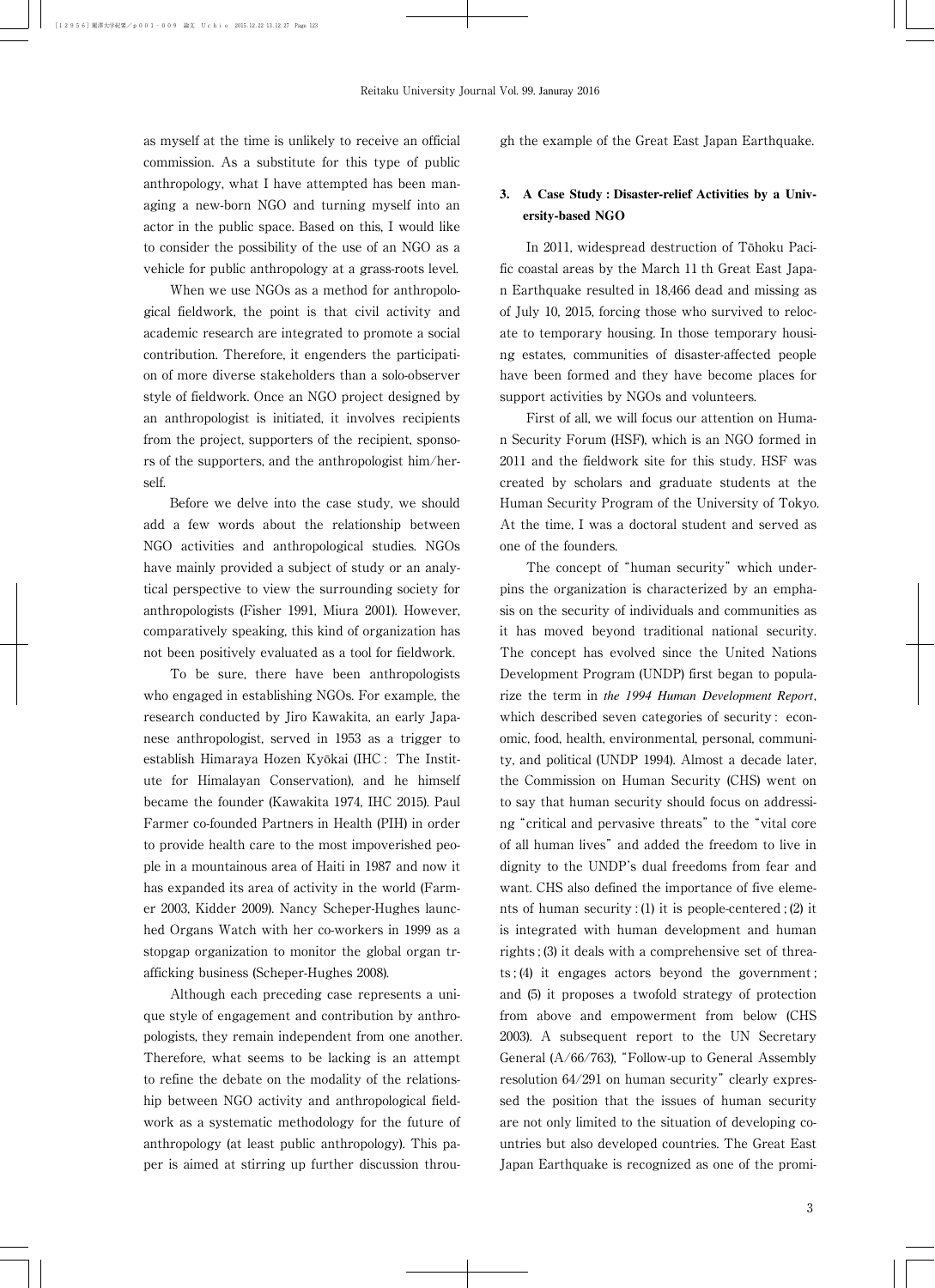as myself at the time is unlikely to receive an official commission. As a substitute for this type of public anthropology, what I have attempted has been managing a new-born NGO and turning myself into an actor in the public space. Based on this, I would like to consider the possibility of the use of an NGO as a vehicle for public anthropology at a grass-roots level.

When we use NGOs as a method for anthropological fieldwork, the point is that civil activity and academic research are integrated to promote a social contribution. Therefore, it engenders the participation of more diverse stakeholders than a solo-observer style of fieldwork. Once an NGO project designed by an anthropologist is initiated, it involves recipients from the project, supporters of the recipient, sponsors of the supporters, and the anthropologist him/herself.

Before we delve into the case study, we should add a few words about the relationship between NGO activities and anthropological studies. NGOs have mainly provided a subject of study or an analytical perspective to view the surrounding society for anthropologists (Fisher 1991, Miura 2001). However, comparatively speaking, this kind of organization has not been positively evaluated as a tool for fieldwork.

To be sure, there have been anthropologists who engaged in establishing NGOs. For example, the research conducted by Jiro Kawakita, an early Japanese anthropologist, served in 1953 as a trigger to establish Himaraya Hozen Kyōkai (IHC : The Institute for Himalayan Conservation), and he himself became the founder (Kawakita 1974, IHC 2015). Paul Farmer co-founded Partners in Health (PIH) in order to provide health care to the most impoverished people in a mountainous area of Haiti in 1987 and now it has expanded its area of activity in the world (Farmer 2003, Kidder 2009). Nancy Scheper-Hughes launched Organs Watch with her co-workers in 1999 as a stopgap organization to monitor the global organ trafficking business (Scheper-Hughes 2008).

Although each preceding case represents a unique style of engagement and contribution by anthropologists, they remain independent from one another. Therefore, what seems to be lacking is an attempt to refine the debate on the modality of the relationship between NGO activity and anthropological fieldwork as a systematic methodology for the future of anthropology (at least public anthropology). This paper is aimed at stirring up further discussion through the example of the Great East Japan Earthquake.

## 3. A Case Study : Disaster-relief Activities by a University-based NGO

In 2011, widespread destruction of Tōhoku Pacific coastal areas by the March 11 th Great East Japan Earthquake resulted in 18,466 dead and missing as of July 10, 2015, forcing those who survived to relocate to temporary housing. In those temporary housing estates, communities of disaster-affected people have been formed and they have become places for support activities by NGOs and volunteers.

First of all, we will focus our attention on Human Security Forum (HSF), which is an NGO formed in 2011 and the fieldwork site for this study. HSF was created by scholars and graduate students at the Human Security Program of the University of Tokyo. At the time, I was a doctoral student and served as one of the founders.

The concept of "human security" which underpins the organization is characterized by an emphasis on the security of individuals and communities as it has moved beyond traditional national security. The concept has evolved since the United Nations Development Program (UNDP) first began to popularize the term in *the 1994 Human Development Report*, which described seven categories of security : economic, food, health, environmental, personal, community, and political (UNDP 1994). Almost a decade later, the Commission on Human Security (CHS) went on to say that human security should focus on addressing "critical and pervasive threats" to the "vital core of all human lives" and added the freedom to live in dignity to the UNDP's dual freedoms from fear and want. CHS also defined the importance of five elements of human security : (1) it is people-centered ; (2) it is integrated with human development and human rights ; (3) it deals with a comprehensive set of threats ; (4) it engages actors beyond the government ; and (5) it proposes a twofold strategy of protection from above and empowerment from below (CHS 2003). A subsequent report to the UN Secretary General (A/66/763), "Follow-up to General Assembly resolution 64/291 on human security" clearly expressed the position that the issues of human security are not only limited to the situation of developing countries but also developed countries. The Great East Japan Earthquake is recognized as one of the promi-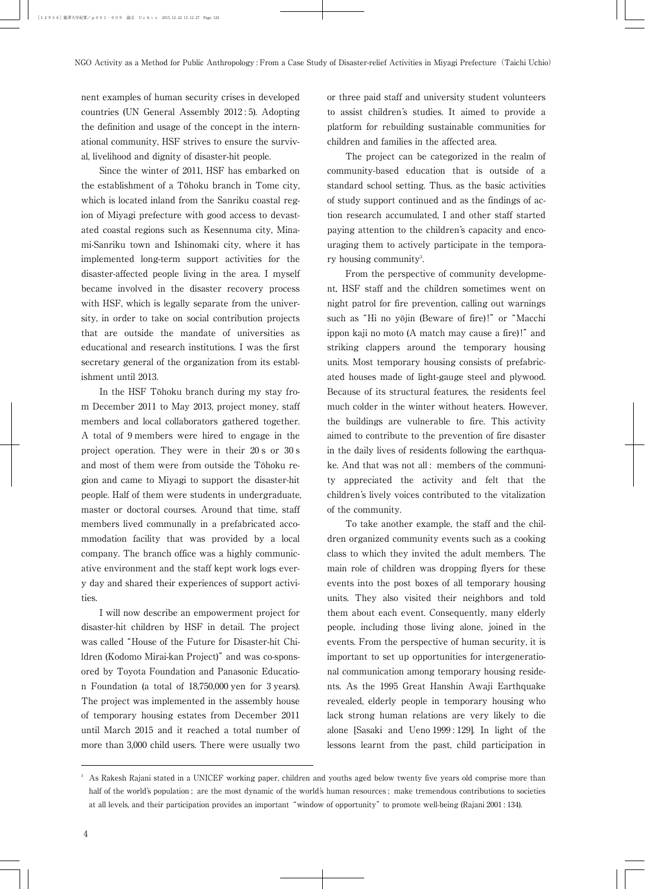nent examples of human security crises in developed countries (UN General Assembly 2012 : 5). Adopting the definition and usage of the concept in the international community, HSF strives to ensure the survival, livelihood and dignity of disaster-hit people.

Since the winter of 2011, HSF has embarked on the establishment of a Tōhoku branch in Tome city, which is located inland from the Sanriku coastal region of Miyagi prefecture with good access to devastated coastal regions such as Kesennuma city, Minami-Sanriku town and Ishinomaki city, where it has implemented long-term support activities for the disaster-affected people living in the area. I myself became involved in the disaster recovery process with HSF, which is legally separate from the university, in order to take on social contribution projects that are outside the mandate of universities as educational and research institutions. I was the first secretary general of the organization from its establishment until 2013.

In the HSF Tōhoku branch during my stay from December 2011 to May 2013, project money, staff members and local collaborators gathered together. A total of 9 members were hired to engage in the project operation. They were in their 20 s or 30 s and most of them were from outside the Tōhoku region and came to Miyagi to support the disaster-hit people. Half of them were students in undergraduate, master or doctoral courses. Around that time, staff members lived communally in a prefabricated accommodation facility that was provided by a local company. The branch office was a highly communicative environment and the staff kept work logs every day and shared their experiences of support activities.

I will now describe an empowerment project for disaster-hit children by HSF in detail. The project was called "House of the Future for Disaster-hit Children (Kodomo Mirai-kan Project)" and was co-sponsored by Toyota Foundation and Panasonic Education Foundation (a total of 18,750,000 yen for 3 years). The project was implemented in the assembly house of temporary housing estates from December 2011 until March 2015 and it reached a total number of more than 3,000 child users. There were usually two or three paid staff and university student volunteers to assist children's studies. It aimed to provide a platform for rebuilding sustainable communities for children and families in the affected area.

The project can be categorized in the realm of community-based education that is outside of a standard school setting. Thus, as the basic activities of study support continued and as the findings of action research accumulated, I and other staff started paying attention to the children's capacity and encouraging them to actively participate in the temporary housing community[3].

From the perspective of community development, HSF staff and the children sometimes went on night patrol for fire prevention, calling out warnings such as "Hi no yōjin (Beware of fire)!" or "Macchi ippon kaji no moto (A match may cause a fire)!" and striking clappers around the temporary housing units. Most temporary housing consists of prefabricated houses made of light-gauge steel and plywood. Because of its structural features, the residents feel much colder in the winter without heaters. However, the buildings are vulnerable to fire. This activity aimed to contribute to the prevention of fire disaster in the daily lives of residents following the earthquake. And that was not all : members of the community appreciated the activity and felt that the children's lively voices contributed to the vitalization of the community.

To take another example, the staff and the children organized community events such as a cooking class to which they invited the adult members. The main role of children was dropping flyers for these events into the post boxes of all temporary housing units. They also visited their neighbors and told them about each event. Consequently, many elderly people, including those living alone, joined in the events. From the perspective of human security, it is important to set up opportunities for intergenerational communication among temporary housing residents. As the 1995 Great Hanshin Awaji Earthquake revealed, elderly people in temporary housing who lack strong human relations are very likely to die alone [Sasaki and Ueno 1999 : 129]. In light of the lessons learnt from the past, child participation in

---

[3] As Rakesh Rajani stated in a UNICEF working paper, children and youths aged below twenty five years old comprise more than half of the world's population ; are the most dynamic of the world's human resources ; make tremendous contributions to societies at all levels, and their participation provides an important "window of opportunity" to promote well-being (Rajani 2001 : 134).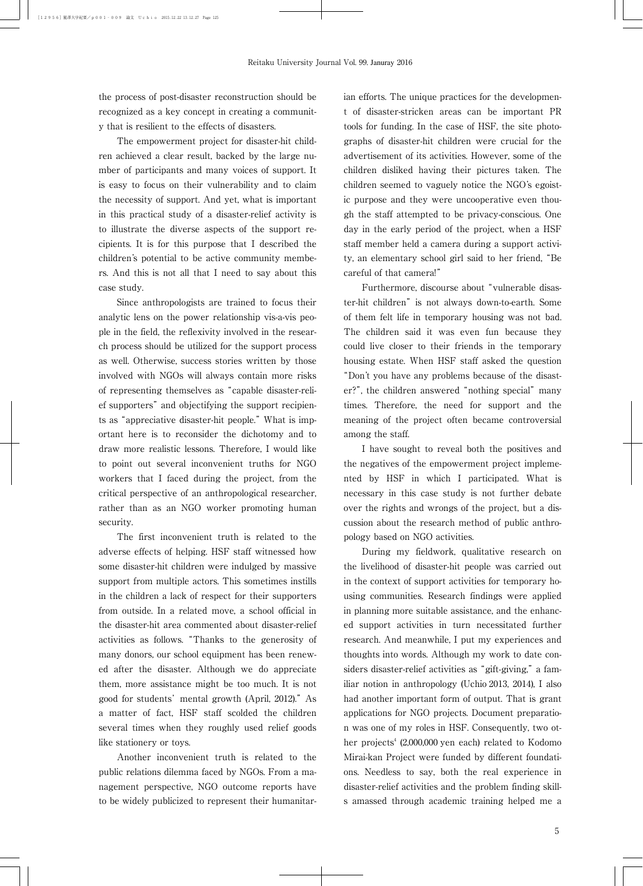the process of post-disaster reconstruction should be recognized as a key concept in creating a community that is resilient to the effects of disasters.

The empowerment project for disaster-hit children achieved a clear result, backed by the large number of participants and many voices of support. It is easy to focus on their vulnerability and to claim the necessity of support. And yet, what is important in this practical study of a disaster-relief activity is to illustrate the diverse aspects of the support recipients. It is for this purpose that I described the children's potential to be active community members. And this is not all that I need to say about this case study.

Since anthropologists are trained to focus their analytic lens on the power relationship vis-a-vis people in the field, the reflexivity involved in the research process should be utilized for the support process as well. Otherwise, success stories written by those involved with NGOs will always contain more risks of representing themselves as "capable disaster-relief supporters" and objectifying the support recipients as "appreciative disaster-hit people." What is important here is to reconsider the dichotomy and to draw more realistic lessons. Therefore, I would like to point out several inconvenient truths for NGO workers that I faced during the project, from the critical perspective of an anthropological researcher, rather than as an NGO worker promoting human security.

The first inconvenient truth is related to the adverse effects of helping. HSF staff witnessed how some disaster-hit children were indulged by massive support from multiple actors. This sometimes instills in the children a lack of respect for their supporters from outside. In a related move, a school official in the disaster-hit area commented about disaster-relief activities as follows. "Thanks to the generosity of many donors, our school equipment has been renewed after the disaster. Although we do appreciate them, more assistance might be too much. It is not good for students' mental growth (April, 2012)." As a matter of fact, HSF staff scolded the children several times when they roughly used relief goods like stationery or toys.

Another inconvenient truth is related to the public relations dilemma faced by NGOs. From a management perspective, NGO outcome reports have to be widely publicized to represent their humanitarian efforts. The unique practices for the development of disaster-stricken areas can be important PR tools for funding. In the case of HSF, the site photographs of disaster-hit children were crucial for the advertisement of its activities. However, some of the children disliked having their pictures taken. The children seemed to vaguely notice the NGO's egoistic purpose and they were uncooperative even though the staff attempted to be privacy-conscious. One day in the early period of the project, when a HSF staff member held a camera during a support activity, an elementary school girl said to her friend, "Be careful of that camera!"

Furthermore, discourse about "vulnerable disaster-hit children" is not always down-to-earth. Some of them felt life in temporary housing was not bad. The children said it was even fun because they could live closer to their friends in the temporary housing estate. When HSF staff asked the question "Don't you have any problems because of the disaster?", the children answered "nothing special" many times. Therefore, the need for support and the meaning of the project often became controversial among the staff.

I have sought to reveal both the positives and the negatives of the empowerment project implemented by HSF in which I participated. What is necessary in this case study is not further debate over the rights and wrongs of the project, but a discussion about the research method of public anthropology based on NGO activities.

During my fieldwork, qualitative research on the livelihood of disaster-hit people was carried out in the context of support activities for temporary housing communities. Research findings were applied in planning more suitable assistance, and the enhanced support activities in turn necessitated further research. And meanwhile, I put my experiences and thoughts into words. Although my work to date considers disaster-relief activities as "gift-giving," a familiar notion in anthropology (Uchio 2013, 2014), I also had another important form of output. That is grant applications for NGO projects. Document preparation was one of my roles in HSF. Consequently, two other projects[4] (2,000,000 yen each) related to Kodomo Mirai-kan Project were funded by different foundations. Needless to say, both the real experience in disaster-relief activities and the problem finding skills amassed through academic training helped me a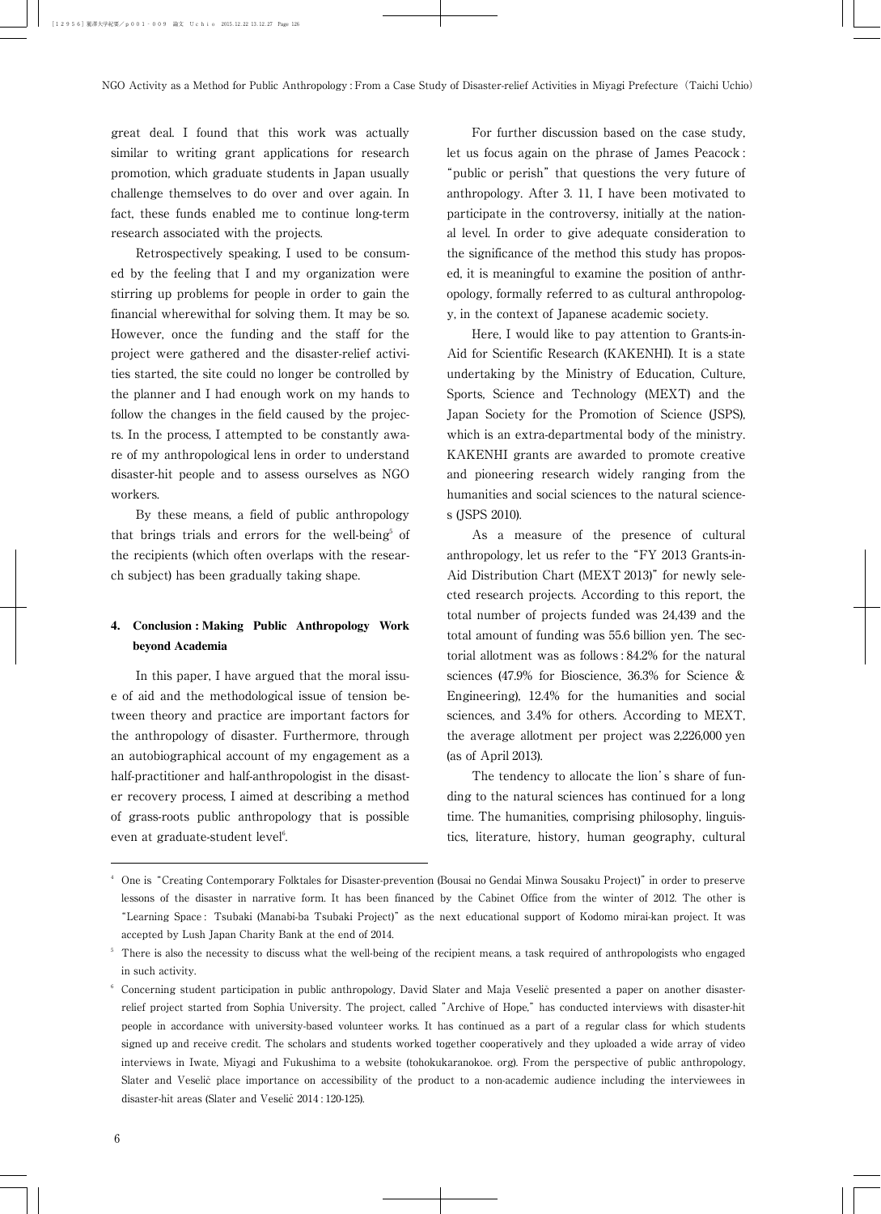great deal. I found that this work was actually similar to writing grant applications for research promotion, which graduate students in Japan usually challenge themselves to do over and over again. In fact, these funds enabled me to continue long-term research associated with the projects.

Retrospectively speaking, I used to be consumed by the feeling that I and my organization were stirring up problems for people in order to gain the financial wherewithal for solving them. It may be so. However, once the funding and the staff for the project were gathered and the disaster-relief activities started, the site could no longer be controlled by the planner and I had enough work on my hands to follow the changes in the field caused by the projects. In the process, I attempted to be constantly aware of my anthropological lens in order to understand disaster-hit people and to assess ourselves as NGO workers.

By these means, a field of public anthropology that brings trials and errors for the well-being[5] of the recipients (which often overlaps with the research subject) has been gradually taking shape.

## 4. Conclusion : Making Public Anthropology Work beyond Academia

In this paper, I have argued that the moral issue of aid and the methodological issue of tension between theory and practice are important factors for the anthropology of disaster. Furthermore, through an autobiographical account of my engagement as a half-practitioner and half-anthropologist in the disaster recovery process, I aimed at describing a method of grass-roots public anthropology that is possible even at graduate-student level[6].

For further discussion based on the case study, let us focus again on the phrase of James Peacock : "public or perish" that questions the very future of anthropology. After 3. 11, I have been motivated to participate in the controversy, initially at the national level. In order to give adequate consideration to the significance of the method this study has proposed, it is meaningful to examine the position of anthropology, formally referred to as cultural anthropology, in the context of Japanese academic society.

Here, I would like to pay attention to Grants-in-Aid for Scientific Research (KAKENHI). It is a state undertaking by the Ministry of Education, Culture, Sports, Science and Technology (MEXT) and the Japan Society for the Promotion of Science (JSPS), which is an extra-departmental body of the ministry. KAKENHI grants are awarded to promote creative and pioneering research widely ranging from the humanities and social sciences to the natural sciences (JSPS 2010).

As a measure of the presence of cultural anthropology, let us refer to the "FY 2013 Grants-in-Aid Distribution Chart (MEXT 2013)" for newly selected research projects. According to this report, the total number of projects funded was 24,439 and the total amount of funding was 55.6 billion yen. The sectorial allotment was as follows : 84.2% for the natural sciences (47.9% for Bioscience, 36.3% for Science & Engineering), 12.4% for the humanities and social sciences, and 3.4% for others. According to MEXT, the average allotment per project was 2,226,000 yen (as of April 2013).

The tendency to allocate the lion's share of funding to the natural sciences has continued for a long time. The humanities, comprising philosophy, linguistics, literature, history, human geography, cultural

---

[4] One is "Creating Contemporary Folktales for Disaster-prevention (Bousai no Gendai Minwa Sousaku Project)" in order to preserve lessons of the disaster in narrative form. It has been financed by the Cabinet Office from the winter of 2012. The other is "Learning Space : Tsubaki (Manabi-ba Tsubaki Project)" as the next educational support of Kodomo mirai-kan project. It was accepted by Lush Japan Charity Bank at the end of 2014.

[5] There is also the necessity to discuss what the well-being of the recipient means, a task required of anthropologists who engaged in such activity.

[6] Concerning student participation in public anthropology, David Slater and Maja Veselič presented a paper on another disaster-relief project started from Sophia University. The project, called "Archive of Hope," has conducted interviews with disaster-hit people in accordance with university-based volunteer works. It has continued as a part of a regular class for which students signed up and receive credit. The scholars and students worked together cooperatively and they uploaded a wide array of video interviews in Iwate, Miyagi and Fukushima to a website (tohokukaranokoe. org). From the perspective of public anthropology, Slater and Veselič place importance on accessibility of the product to a non-academic audience including the interviewees in disaster-hit areas (Slater and Veselič 2014 : 120-125).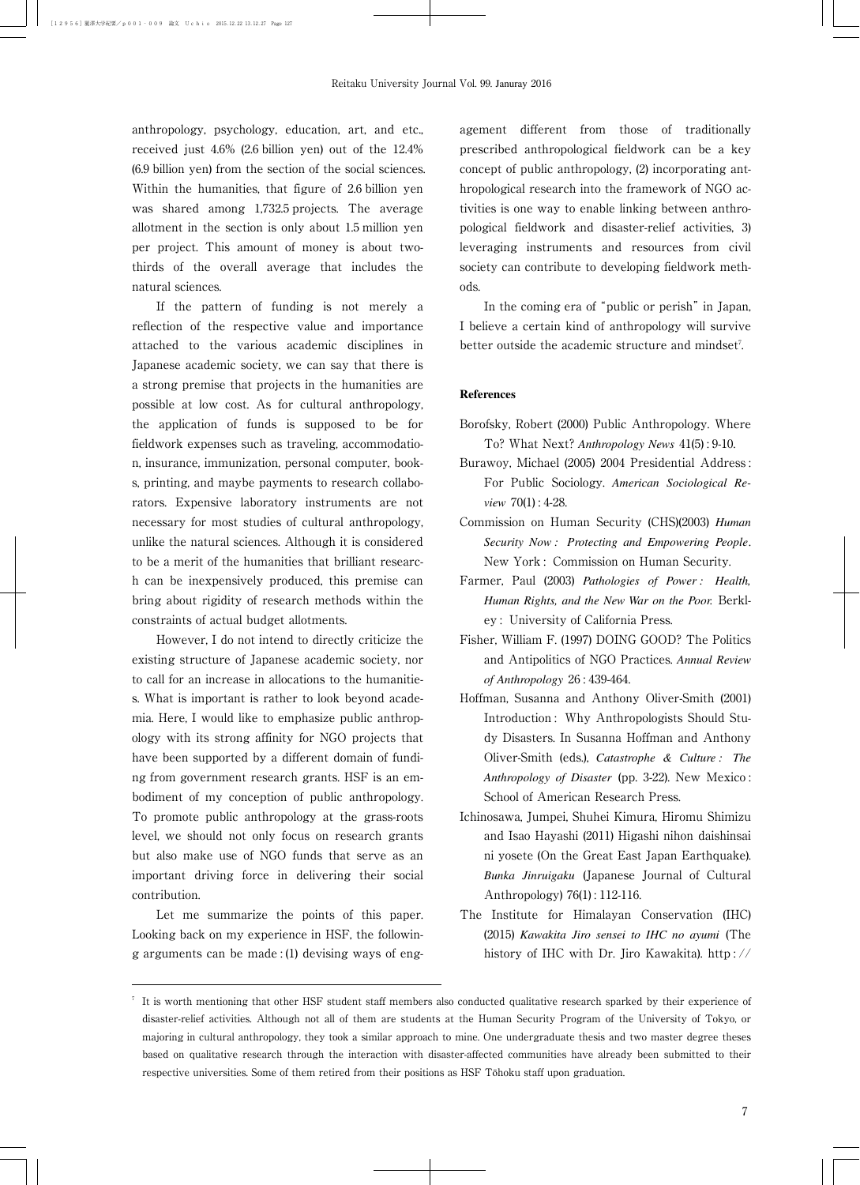anthropology, psychology, education, art, and etc., received just 4.6% (2.6 billion yen) out of the 12.4% (6.9 billion yen) from the section of the social sciences. Within the humanities, that figure of 2.6 billion yen was shared among 1,732.5 projects. The average allotment in the section is only about 1.5 million yen per project. This amount of money is about two-thirds of the overall average that includes the natural sciences.

If the pattern of funding is not merely a reflection of the respective value and importance attached to the various academic disciplines in Japanese academic society, we can say that there is a strong premise that projects in the humanities are possible at low cost. As for cultural anthropology, the application of funds is supposed to be for fieldwork expenses such as traveling, accommodation, insurance, immunization, personal computer, books, printing, and maybe payments to research collaborators. Expensive laboratory instruments are not necessary for most studies of cultural anthropology, unlike the natural sciences. Although it is considered to be a merit of the humanities that brilliant research can be inexpensively produced, this premise can bring about rigidity of research methods within the constraints of actual budget allotments.

However, I do not intend to directly criticize the existing structure of Japanese academic society, nor to call for an increase in allocations to the humanities. What is important is rather to look beyond academia. Here, I would like to emphasize public anthropology with its strong affinity for NGO projects that have been supported by a different domain of funding from government research grants. HSF is an embodiment of my conception of public anthropology. To promote public anthropology at the grass-roots level, we should not only focus on research grants but also make use of NGO funds that serve as an important driving force in delivering their social contribution.

Let me summarize the points of this paper. Looking back on my experience in HSF, the following arguments can be made : (1) devising ways of engagement different from those of traditionally prescribed anthropological fieldwork can be a key concept of public anthropology, (2) incorporating anthropological research into the framework of NGO activities is one way to enable linking between anthropological fieldwork and disaster-relief activities, 3) leveraging instruments and resources from civil society can contribute to developing fieldwork methods.

In the coming era of "public or perish" in Japan, I believe a certain kind of anthropology will survive better outside the academic structure and mindset[7].

### References

Borofsky, Robert (2000) Public Anthropology. Where To? What Next? *Anthropology News* 41(5) : 9-10.

Burawoy, Michael (2005) 2004 Presidential Address : For Public Sociology. *American Sociological Review* 70(1) : 4-28.

Commission on Human Security (CHS)(2003) *Human Security Now : Protecting and Empowering People*. New York : Commission on Human Security.

Farmer, Paul (2003) *Pathologies of Power : Health, Human Rights, and the New War on the Poor.* Berkley : University of California Press.

Fisher, William F. (1997) DOING GOOD? The Politics and Antipolitics of NGO Practices. *Annual Review of Anthropology* 26 : 439-464.

Hoffman, Susanna and Anthony Oliver-Smith (2001) Introduction : Why Anthropologists Should Study Disasters. In Susanna Hoffman and Anthony Oliver-Smith (eds.), *Catastrophe & Culture : The Anthropology of Disaster* (pp. 3-22). New Mexico : School of American Research Press.

Ichinosawa, Jumpei, Shuhei Kimura, Hiromu Shimizu and Isao Hayashi (2011) Higashi nihon daishinsai ni yosete (On the Great East Japan Earthquake). *Bunka Jinruigaku* (Japanese Journal of Cultural Anthropology) 76(1) : 112-116.

The Institute for Himalayan Conservation (IHC) (2015) *Kawakita Jiro sensei to IHC no ayumi* (The history of IHC with Dr. Jiro Kawakita). http : //

---

[7] It is worth mentioning that other HSF student staff members also conducted qualitative research sparked by their experience of disaster-relief activities. Although not all of them are students at the Human Security Program of the University of Tokyo, or majoring in cultural anthropology, they took a similar approach to mine. One undergraduate thesis and two master degree theses based on qualitative research through the interaction with disaster-affected communities have already been submitted to their respective universities. Some of them retired from their positions as HSF Tōhoku staff upon graduation.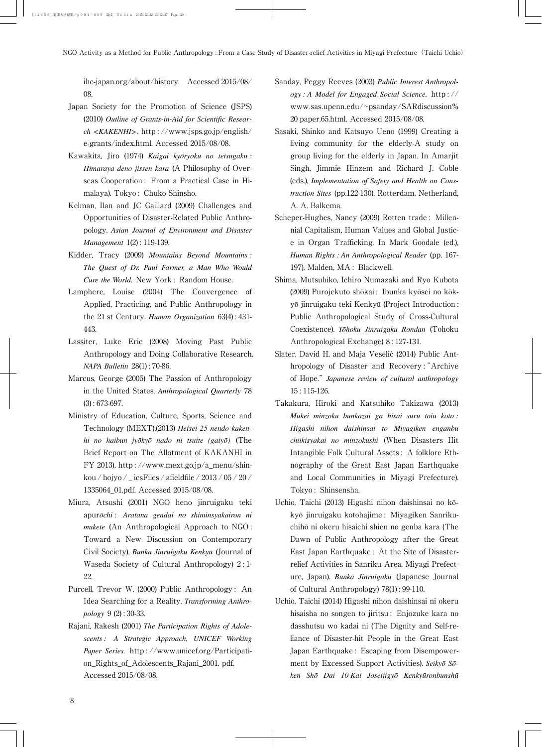ihc-japan.org/about/history. Accessed 2015/08/08.

Japan Society for the Promotion of Science (JSPS) (2010) *Outline of Grants-in-Aid for Scientific Research <KAKENHI>*. http://www.jsps.go.jp/english/e-grants/index.html. Accessed 2015/08/08.

Kawakita, Jiro (1974) *Kaigai kyōryoku no tetsugaku : Himaraya deno jissen kara* (A Philosophy of Overseas Cooperation : From a Practical Case in Himalaya). Tokyo : Chuko Shinsho.

Kelman, Ilan and JC Gaillard (2009) Challenges and Opportunities of Disaster-Related Public Anthropology. *Asian Journal of Environment and Disaster Management* 1(2) : 119-139.

Kidder, Tracy (2009) *Mountains Beyond Mountains : The Quest of Dr. Paul Farmer, a Man Who Would Cure the World*. New York : Random House.

Lamphere, Louise (2004) The Convergence of Applied, Practicing, and Public Anthropology in the 21 st Century. *Human Organization* 63(4) : 431-443.

Lassiter, Luke Eric (2008) Moving Past Public Anthropology and Doing Collaborative Research. *NAPA Bulletin* 28(1) : 70-86.

Marcus, George (2005) The Passion of Anthropology in the United States. *Anthropological Quarterly* 78 (3) : 673-697.

Ministry of Education, Culture, Sports, Science and Technology (MEXT).(2013) *Heisei 25 nendo kakenhi no haibun jyōkyō nado ni tsuite (gaiyō)* (The Brief Report on The Allotment of KAKANHI in FY 2013), http://www.mext.go.jp/a_menu/shinkou/hojyo/_icsFiles/afieldfile/2013/05/20/1335064_01.pdf. Accessed 2015/08/08.

Miura, Atsushi (2001) NGO heno jinruigaku teki apur*ōchi* : *Aratana gendai no shiminsyakairon ni mukete* (An Anthropological Approach to NGO : Toward a New Discussion on Contemporary Civil Society). *Bunka Jinruigaku Kenkyū* (Journal of Waseda Society of Cultural Anthropology) 2 : 1-22.

Purcell, Trevor W. (2000) Public Anthropology : An Idea Searching for a Reality. *Transforming Anthropology* 9 (2) : 30-33.

Rajani, Rakesh (2001) *The Participation Rights of Adolescents : A Strategic Approach, UNICEF Working Paper Series*. http://www.unicef.org/Participation_Rights_of_Adolescents_Rajani_2001. pdf. Accessed 2015/08/08.

Sanday, Peggy Reeves (2003) *Public Interest Anthropology : A Model for Engaged Social Science*. http://www.sas.upenn.edu/~psanday/SARdiscussion%20 paper.65.html. Accessed 2015/08/08.

Sasaki, Shinko and Katsuyo Ueno (1999) Creating a living community for the elderly-A study on group living for the elderly in Japan. In Amarjit Singh, Jimmie Hinzem and Richard J. Coble (eds.), *Implementation of Safety and Health on Construction Sites* (pp.122-130). Rotterdam, Netherland, A. A. Balkema.

Scheper-Hughes, Nancy (2009) Rotten trade : Millennial Capitalism, Human Values and Global Justice in Organ Trafficking. In Mark Goodale (ed.), *Human Rights : An Anthropological Reader* (pp. 167-197). Malden, MA : Blackwell.

Shima, Mutsuhiko, Ichiro Numazaki and Ryo Kubota (2009) Purojekuto shōkai : Ibunka kyōsei no kōkyō jinruigaku teki Kenkyū (Project Introduction : Public Anthropological Study of Cross-Cultural Coexistence). *Tōhoku Jinruigaku Rondan* (Tohoku Anthropological Exchange) 8 : 127-131.

Slater, David H. and Maja Veselič (2014) Public Anthropology of Disaster and Recovery : "Archive of Hope." *Japanese review of cultural anthropology* 15 : 115-126.

Takakura, Hiroki and Katsuhiko Takizawa (2013) *Mukei minzoku bunkazai ga hisai suru toiu koto : Higashi nihon daishinsai to Miyagiken enganbu chiikisyakai no minzokushi* (When Disasters Hit Intangible Folk Cultural Assets : A folklore Ethnography of the Great East Japan Earthquake and Local Communities in Miyagi Prefecture). Tokyo : Shinsensha.

Uchio, Taichi (2013) Higashi nihon daishinsai no kōkyō jinruigaku kotohajime : Miyagiken Sanrikuchihō ni okeru hisaichi shien no genba kara (The Dawn of Public Anthropology after the Great East Japan Earthquake : At the Site of Disaster-relief Activities in Sanriku Area, Miyagi Prefecture, Japan). *Bunka Jinruigaku* (Japanese Journal of Cultural Anthropology) 78(1) : 99-110.

Uchio, Taichi (2014) Higashi nihon daishinsai ni okeru hisaisha no songen to jiritsu : Enjozuke kara no dasshutsu wo kadai ni (The Dignity and Self-reliance of Disaster-hit People in the Great East Japan Earthquake : Escaping from Disempowerment by Excessed Support Activities). *Seikyō Sōken Shō Dai 10 Kai Joseijigyō Kenkyūronbunshū*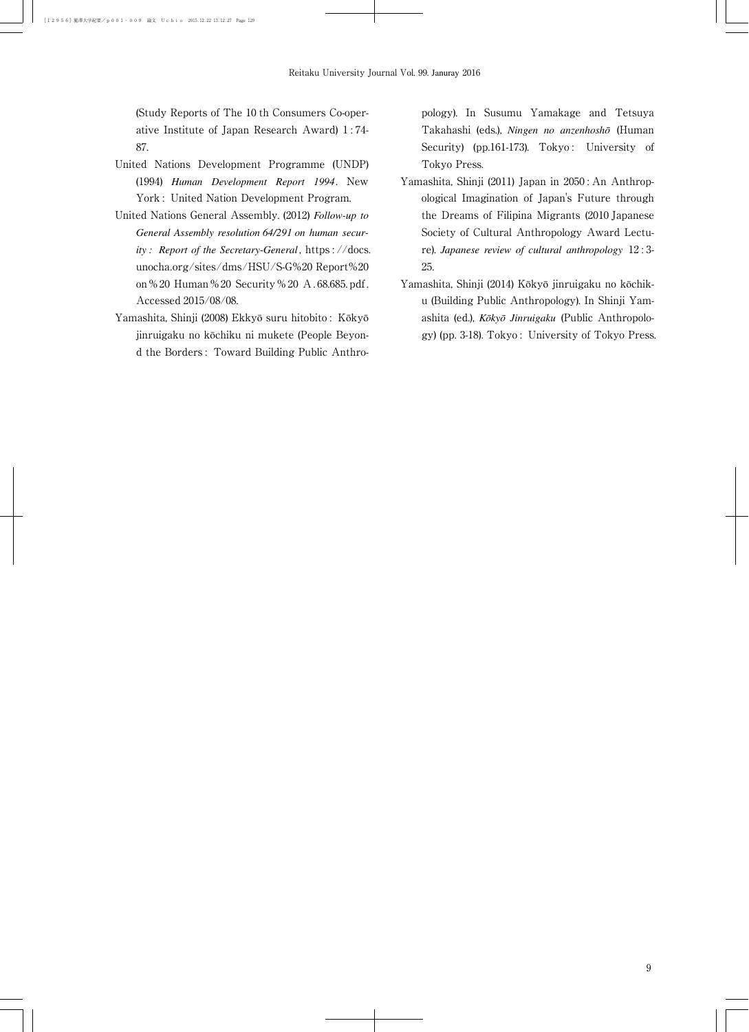(Study Reports of The 10 th Consumers Co-operative Institute of Japan Research Award) 1 : 74-87.

United Nations Development Programme (UNDP) (1994) *Human Development Report 1994*. New York : United Nation Development Program.

United Nations General Assembly. (2012) *Follow-up to General Assembly resolution 64/291 on human security : Report of the Secretary-General*, https : //docs.unocha.org/sites/dms/HSU/S-G%20 Report%20 on%20 Human%20 Security%20 A.68.685.pdf. Accessed 2015/08/08.

Yamashita, Shinji (2008) Ekkyō suru hitobito : Kōkyō jinruigaku no kōchiku ni mukete (People Beyond the Borders : Toward Building Public Anthropology). In Susumu Yamakage and Tetsuya Takahashi (eds.), *Ningen no anzenhoshō* (Human Security) (pp.161-173). Tokyo : University of Tokyo Press.

Yamashita, Shinji (2011) Japan in 2050 : An Anthropological Imagination of Japan's Future through the Dreams of Filipina Migrants (2010 Japanese Society of Cultural Anthropology Award Lecture). *Japanese review of cultural anthropology* 12 : 3-25.

Yamashita, Shinji (2014) Kōkyō jinruigaku no kōchiku (Building Public Anthropology). In Shinji Yamashita (ed.), *Kōkyō Jinruigaku* (Public Anthropology) (pp. 3-18). Tokyo : University of Tokyo Press.